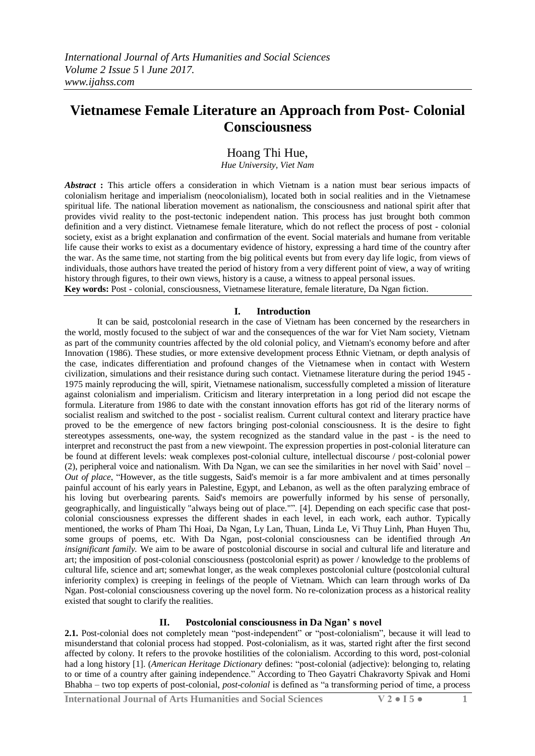# Vietnamese Female Literature an Approach from Post- Colonial Consciousness

Hoang Thi Hue,

*Hue University, Viet Nam*

***Abstract*** **:** This article offers a consideration in which Vietnam is a nation must bear serious impacts of colonialism heritage and imperialism (neocolonialism), located both in social realities and in the Vietnamese spiritual life. The national liberation movement as nationalism, the consciousness and national spirit after that provides vivid reality to the post-tectonic independent nation. This process has just brought both common definition and a very distinct. Vietnamese female literature, which do not reflect the process of post - colonial society, exist as a bright explanation and confirmation of the event. Social materials and humane from veritable life cause their works to exist as a documentary evidence of history, expressing a hard time of the country after the war. As the same time, not starting from the big political events but from every day life logic, from views of individuals, those authors have treated the period of history from a very different point of view, a way of writing history through figures, to their own views, history is a cause, a witness to appeal personal issues.

**Key words:** Post - colonial, consciousness, Vietnamese literature, female literature, Da Ngan fiction.

## I. Introduction

It can be said, postcolonial research in the case of Vietnam has been concerned by the researchers in the world, mostly focused to the subject of war and the consequences of the war for Viet Nam society, Vietnam as part of the community countries affected by the old colonial policy, and Vietnam's economy before and after Innovation (1986). These studies, or more extensive development process Ethnic Vietnam, or depth analysis of the case, indicates differentiation and profound changes of the Vietnamese when in contact with Western civilization, simulations and their resistance during such contact. Vietnamese literature during the period 1945 - 1975 mainly reproducing the will, spirit, Vietnamese nationalism, successfully completed a mission of literature against colonialism and imperialism. Criticism and literary interpretation in a long period did not escape the formula. Literature from 1986 to date with the constant innovation efforts has got rid of the literary norms of socialist realism and switched to the post - socialist realism. Current cultural context and literary practice have proved to be the emergence of new factors bringing post-colonial consciousness. It is the desire to fight stereotypes assessments, one-way, the system recognized as the standard value in the past - is the need to interpret and reconstruct the past from a new viewpoint. The expression properties in post-colonial literature can be found at different levels: weak complexes post-colonial culture, intellectual discourse / post-colonial power (2), peripheral voice and nationalism. With Da Ngan, we can see the similarities in her novel with Said' novel – *Out of place*, "However, as the title suggests, Said's memoir is a far more ambivalent and at times personally painful account of his early years in Palestine, Egypt, and Lebanon, as well as the often paralyzing embrace of his loving but overbearing parents. Said's memoirs are powerfully informed by his sense of personally, geographically, and linguistically "always being out of place."". [4]. Depending on each specific case that post-colonial consciousness expresses the different shades in each level, in each work, each author. Typically mentioned, the works of Pham Thi Hoai, Da Ngan, Ly Lan, Thuan, Linda Le, Vi Thuy Linh, Phan Huyen Thu, some groups of poems, etc. With Da Ngan, post-colonial consciousness can be identified through *An insignificant family.* We aim to be aware of postcolonial discourse in social and cultural life and literature and art; the imposition of post-colonial consciousness (postcolonial esprit) as power / knowledge to the problems of cultural life, science and art; somewhat longer, as the weak complexes postcolonial culture (postcolonial cultural inferiority complex) is creeping in feelings of the people of Vietnam. Which can learn through works of Da Ngan. Post-colonial consciousness covering up the novel form. No re-colonization process as a historical reality existed that sought to clarify the realities.

## II. Postcolonial consciousness in Da Ngan' s novel

**2.1.** Post-colonial does not completely mean "post-independent" or "post-colonialism", because it will lead to misunderstand that colonial process had stopped. Post-colonialism, as it was, started right after the first second affected by colony. It refers to the provoke hostilities of the colonialism. According to this word, post-colonial had a long history [1]. (*American Heritage Dictionary* defines: "post-colonial (adjective): belonging to, relating to or time of a country after gaining independence." According to Theo Gayatri Chakravorty Spivak and Homi Bhabha – two top experts of post-colonial, *post-colonial* is defined as "a transforming period of time, a process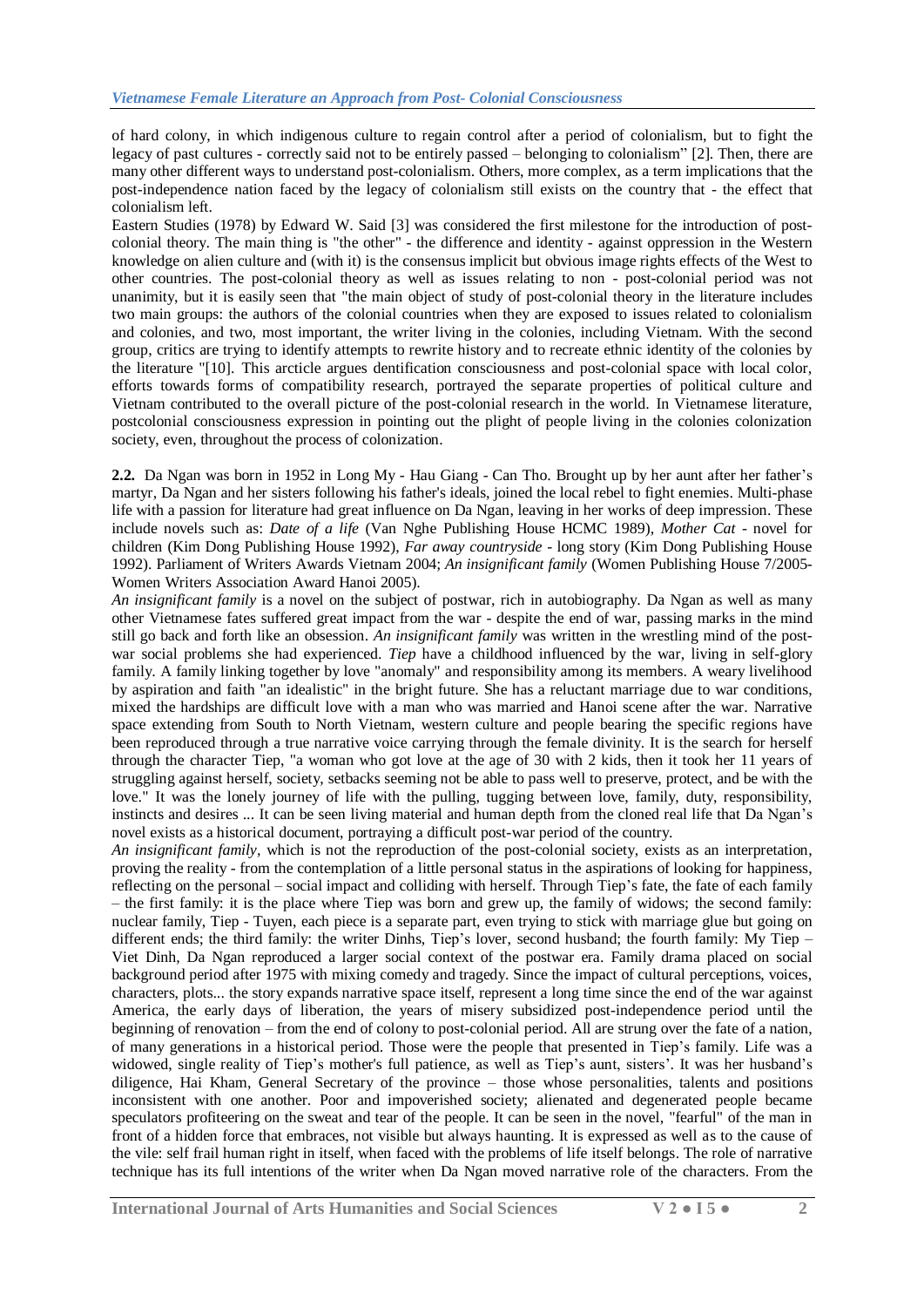of hard colony, in which indigenous culture to regain control after a period of colonialism, but to fight the legacy of past cultures - correctly said not to be entirely passed – belonging to colonialism" [2]. Then, there are many other different ways to understand post-colonialism. Others, more complex, as a term implications that the post-independence nation faced by the legacy of colonialism still exists on the country that - the effect that colonialism left.

Eastern Studies (1978) by Edward W. Said [3] was considered the first milestone for the introduction of post-colonial theory. The main thing is "the other" - the difference and identity - against oppression in the Western knowledge on alien culture and (with it) is the consensus implicit but obvious image rights effects of the West to other countries. The post-colonial theory as well as issues relating to non - post-colonial period was not unanimity, but it is easily seen that "the main object of study of post-colonial theory in the literature includes two main groups: the authors of the colonial countries when they are exposed to issues related to colonialism and colonies, and two, most important, the writer living in the colonies, including Vietnam. With the second group, critics are trying to identify attempts to rewrite history and to recreate ethnic identity of the colonies by the literature "[10]. This arcticle argues dentification consciousness and post-colonial space with local color, efforts towards forms of compatibility research, portrayed the separate properties of political culture and Vietnam contributed to the overall picture of the post-colonial research in the world. In Vietnamese literature, postcolonial consciousness expression in pointing out the plight of people living in the colonies colonization society, even, throughout the process of colonization.

**2.2.** Da Ngan was born in 1952 in Long My - Hau Giang - Can Tho. Brought up by her aunt after her father's martyr, Da Ngan and her sisters following his father's ideals, joined the local rebel to fight enemies. Multi-phase life with a passion for literature had great influence on Da Ngan, leaving in her works of deep impression. These include novels such as: *Date of a life* (Van Nghe Publishing House HCMC 1989), *Mother Cat* - novel for children (Kim Dong Publishing House 1992), *Far away countryside* - long story (Kim Dong Publishing House 1992). Parliament of Writers Awards Vietnam 2004; *An insignificant family* (Women Publishing House 7/2005-Women Writers Association Award Hanoi 2005).

*An insignificant family* is a novel on the subject of postwar, rich in autobiography. Da Ngan as well as many other Vietnamese fates suffered great impact from the war - despite the end of war, passing marks in the mind still go back and forth like an obsession. *An insignificant family* was written in the wrestling mind of the post-war social problems she had experienced. *Tiep* have a childhood influenced by the war, living in self-glory family. A family linking together by love "anomaly" and responsibility among its members. A weary livelihood by aspiration and faith "an idealistic" in the bright future. She has a reluctant marriage due to war conditions, mixed the hardships are difficult love with a man who was married and Hanoi scene after the war. Narrative space extending from South to North Vietnam, western culture and people bearing the specific regions have been reproduced through a true narrative voice carrying through the female divinity. It is the search for herself through the character Tiep, "a woman who got love at the age of 30 with 2 kids, then it took her 11 years of struggling against herself, society, setbacks seeming not be able to pass well to preserve, protect, and be with the love." It was the lonely journey of life with the pulling, tugging between love, family, duty, responsibility, instincts and desires ... It can be seen living material and human depth from the cloned real life that Da Ngan's novel exists as a historical document, portraying a difficult post-war period of the country.

*An insignificant family,* which is not the reproduction of the post-colonial society, exists as an interpretation, proving the reality - from the contemplation of a little personal status in the aspirations of looking for happiness, reflecting on the personal – social impact and colliding with herself. Through Tiep's fate, the fate of each family – the first family: it is the place where Tiep was born and grew up, the family of widows; the second family: nuclear family, Tiep - Tuyen, each piece is a separate part, even trying to stick with marriage glue but going on different ends; the third family: the writer Dinhs, Tiep's lover, second husband; the fourth family: My Tiep – Viet Dinh, Da Ngan reproduced a larger social context of the postwar era. Family drama placed on social background period after 1975 with mixing comedy and tragedy. Since the impact of cultural perceptions, voices, characters, plots... the story expands narrative space itself, represent a long time since the end of the war against America, the early days of liberation, the years of misery subsidized post-independence period until the beginning of renovation – from the end of colony to post-colonial period. All are strung over the fate of a nation, of many generations in a historical period. Those were the people that presented in Tiep's family. Life was a widowed, single reality of Tiep's mother's full patience, as well as Tiep's aunt, sisters'. It was her husband's diligence, Hai Kham, General Secretary of the province – those whose personalities, talents and positions inconsistent with one another. Poor and impoverished society; alienated and degenerated people became speculators profiteering on the sweat and tear of the people. It can be seen in the novel, "fearful" of the man in front of a hidden force that embraces, not visible but always haunting. It is expressed as well as to the cause of the vile: self frail human right in itself, when faced with the problems of life itself belongs. The role of narrative technique has its full intentions of the writer when Da Ngan moved narrative role of the characters. From the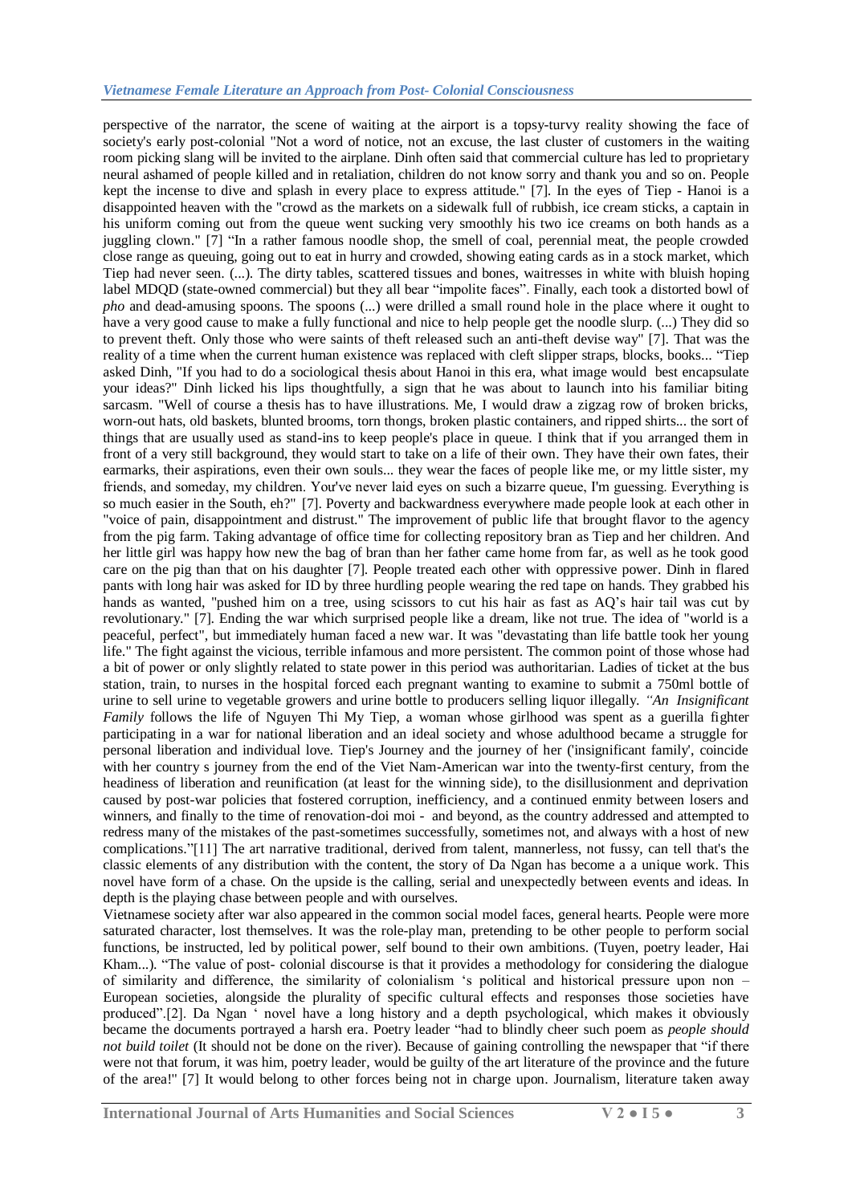perspective of the narrator, the scene of waiting at the airport is a topsy-turvy reality showing the face of society's early post-colonial "Not a word of notice, not an excuse, the last cluster of customers in the waiting room picking slang will be invited to the airplane. Dinh often said that commercial culture has led to proprietary neural ashamed of people killed and in retaliation, children do not know sorry and thank you and so on. People kept the incense to dive and splash in every place to express attitude." [7]. In the eyes of Tiep - Hanoi is a disappointed heaven with the "crowd as the markets on a sidewalk full of rubbish, ice cream sticks, a captain in his uniform coming out from the queue went sucking very smoothly his two ice creams on both hands as a juggling clown." [7] "In a rather famous noodle shop, the smell of coal, perennial meat, the people crowded close range as queuing, going out to eat in hurry and crowded, showing eating cards as in a stock market, which Tiep had never seen. (...). The dirty tables, scattered tissues and bones, waitresses in white with bluish hoping label MDQD (state-owned commercial) but they all bear "impolite faces". Finally, each took a distorted bowl of *pho* and dead-amusing spoons. The spoons (...) were drilled a small round hole in the place where it ought to have a very good cause to make a fully functional and nice to help people get the noodle slurp. (...) They did so to prevent theft. Only those who were saints of theft released such an anti-theft devise way" [7]. That was the reality of a time when the current human existence was replaced with cleft slipper straps, blocks, books... "Tiep asked Dinh, "If you had to do a sociological thesis about Hanoi in this era, what image would best encapsulate your ideas?" Dinh licked his lips thoughtfully, a sign that he was about to launch into his familiar biting sarcasm. "Well of course a thesis has to have illustrations. Me, I would draw a zigzag row of broken bricks, worn-out hats, old baskets, blunted brooms, torn thongs, broken plastic containers, and ripped shirts... the sort of things that are usually used as stand-ins to keep people's place in queue. I think that if you arranged them in front of a very still background, they would start to take on a life of their own. They have their own fates, their earmarks, their aspirations, even their own souls... they wear the faces of people like me, or my little sister, my friends, and someday, my children. You've never laid eyes on such a bizarre queue, I'm guessing. Everything is so much easier in the South, eh?" [7]. Poverty and backwardness everywhere made people look at each other in "voice of pain, disappointment and distrust." The improvement of public life that brought flavor to the agency from the pig farm. Taking advantage of office time for collecting repository bran as Tiep and her children. And her little girl was happy how new the bag of bran than her father came home from far, as well as he took good care on the pig than that on his daughter [7]. People treated each other with oppressive power. Dinh in flared pants with long hair was asked for ID by three hurdling people wearing the red tape on hands. They grabbed his hands as wanted, "pushed him on a tree, using scissors to cut his hair as fast as AQ's hair tail was cut by revolutionary." [7]. Ending the war which surprised people like a dream, like not true. The idea of "world is a peaceful, perfect", but immediately human faced a new war. It was "devastating than life battle took her young life." The fight against the vicious, terrible infamous and more persistent. The common point of those whose had a bit of power or only slightly related to state power in this period was authoritarian. Ladies of ticket at the bus station, train, to nurses in the hospital forced each pregnant wanting to examine to submit a 750ml bottle of urine to sell urine to vegetable growers and urine bottle to producers selling liquor illegally. *"An Insignificant Family* follows the life of Nguyen Thi My Tiep, a woman whose girlhood was spent as a guerilla fighter participating in a war for national liberation and an ideal society and whose adulthood became a struggle for personal liberation and individual love. Tiep's Journey and the journey of her ('insignificant family', coincide with her country s journey from the end of the Viet Nam-American war into the twenty-first century, from the headiness of liberation and reunification (at least for the winning side), to the disillusionment and deprivation caused by post-war policies that fostered corruption, inefficiency, and a continued enmity between losers and winners, and finally to the time of renovation-doi moi - and beyond, as the country addressed and attempted to redress many of the mistakes of the past-sometimes successfully, sometimes not, and always with a host of new complications."[11] The art narrative traditional, derived from talent, mannerless, not fussy, can tell that's the classic elements of any distribution with the content, the story of Da Ngan has become a a unique work. This novel have form of a chase. On the upside is the calling, serial and unexpectedly between events and ideas. In depth is the playing chase between people and with ourselves.

Vietnamese society after war also appeared in the common social model faces, general hearts. People were more saturated character, lost themselves. It was the role-play man, pretending to be other people to perform social functions, be instructed, led by political power, self bound to their own ambitions. (Tuyen, poetry leader, Hai Kham...). "The value of post- colonial discourse is that it provides a methodology for considering the dialogue of similarity and difference, the similarity of colonialism 's political and historical pressure upon non – European societies, alongside the plurality of specific cultural effects and responses those societies have produced".[2]. Da Ngan ' novel have a long history and a depth psychological, which makes it obviously became the documents portrayed a harsh era. Poetry leader "had to blindly cheer such poem as *people should not build toilet* (It should not be done on the river). Because of gaining controlling the newspaper that "if there were not that forum, it was him, poetry leader, would be guilty of the art literature of the province and the future of the area!" [7] It would belong to other forces being not in charge upon. Journalism, literature taken away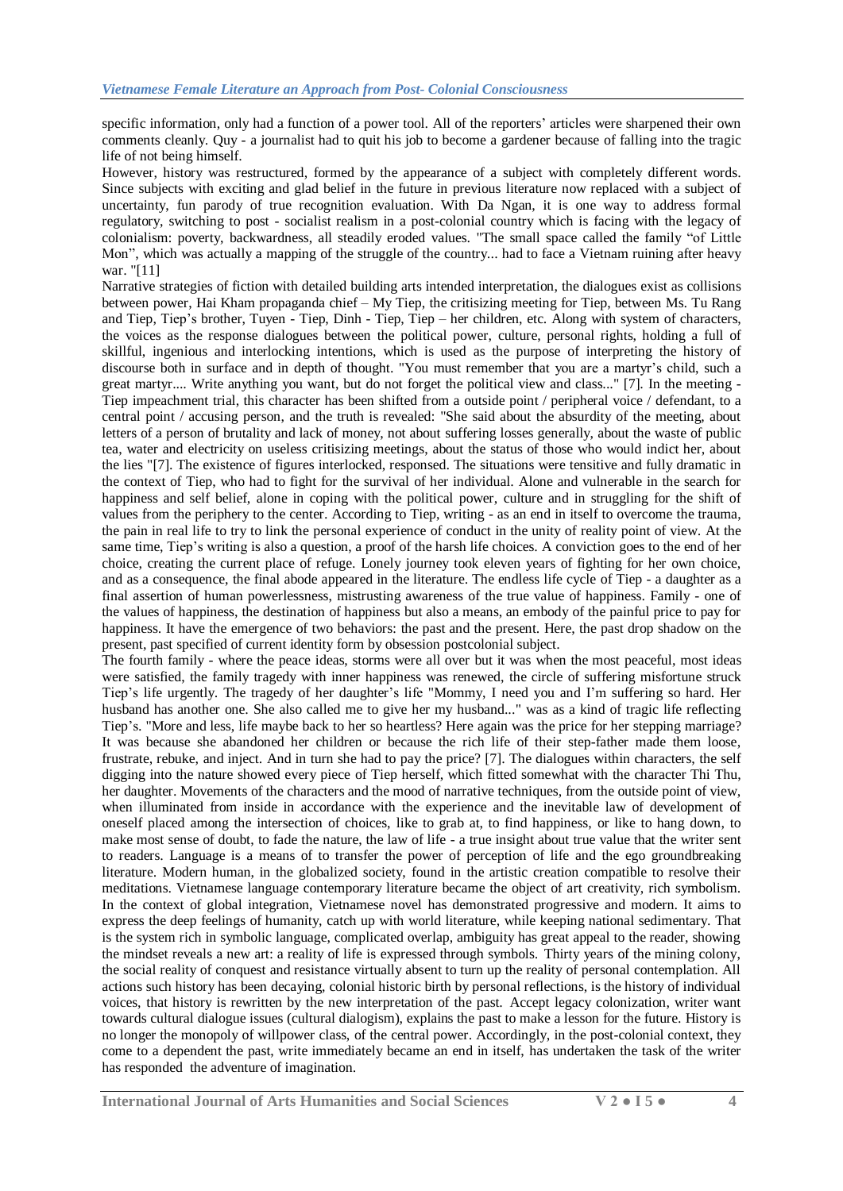specific information, only had a function of a power tool. All of the reporters' articles were sharpened their own comments cleanly. Quy - a journalist had to quit his job to become a gardener because of falling into the tragic life of not being himself.

However, history was restructured, formed by the appearance of a subject with completely different words. Since subjects with exciting and glad belief in the future in previous literature now replaced with a subject of uncertainty, fun parody of true recognition evaluation. With Da Ngan, it is one way to address formal regulatory, switching to post - socialist realism in a post-colonial country which is facing with the legacy of colonialism: poverty, backwardness, all steadily eroded values. "The small space called the family "of Little Mon", which was actually a mapping of the struggle of the country... had to face a Vietnam ruining after heavy war. "[11]

Narrative strategies of fiction with detailed building arts intended interpretation, the dialogues exist as collisions between power, Hai Kham propaganda chief – My Tiep, the critisizing meeting for Tiep, between Ms. Tu Rang and Tiep, Tiep's brother, Tuyen - Tiep, Dinh - Tiep, Tiep – her children, etc. Along with system of characters, the voices as the response dialogues between the political power, culture, personal rights, holding a full of skillful, ingenious and interlocking intentions, which is used as the purpose of interpreting the history of discourse both in surface and in depth of thought. "You must remember that you are a martyr's child, such a great martyr.... Write anything you want, but do not forget the political view and class..." [7]. In the meeting - Tiep impeachment trial, this character has been shifted from a outside point / peripheral voice / defendant, to a central point / accusing person, and the truth is revealed: "She said about the absurdity of the meeting, about letters of a person of brutality and lack of money, not about suffering losses generally, about the waste of public tea, water and electricity on useless critisizing meetings, about the status of those who would indict her, about the lies "[7]. The existence of figures interlocked, responsed. The situations were tensitive and fully dramatic in the context of Tiep, who had to fight for the survival of her individual. Alone and vulnerable in the search for happiness and self belief, alone in coping with the political power, culture and in struggling for the shift of values from the periphery to the center. According to Tiep, writing - as an end in itself to overcome the trauma, the pain in real life to try to link the personal experience of conduct in the unity of reality point of view. At the same time, Tiep's writing is also a question, a proof of the harsh life choices. A conviction goes to the end of her choice, creating the current place of refuge. Lonely journey took eleven years of fighting for her own choice, and as a consequence, the final abode appeared in the literature. The endless life cycle of Tiep - a daughter as a final assertion of human powerlessness, mistrusting awareness of the true value of happiness. Family - one of the values of happiness, the destination of happiness but also a means, an embody of the painful price to pay for happiness. It have the emergence of two behaviors: the past and the present. Here, the past drop shadow on the present, past specified of current identity form by obsession postcolonial subject.

The fourth family - where the peace ideas, storms were all over but it was when the most peaceful, most ideas were satisfied, the family tragedy with inner happiness was renewed, the circle of suffering misfortune struck Tiep's life urgently. The tragedy of her daughter's life "Mommy, I need you and I'm suffering so hard. Her husband has another one. She also called me to give her my husband..." was as a kind of tragic life reflecting Tiep's. "More and less, life maybe back to her so heartless? Here again was the price for her stepping marriage? It was because she abandoned her children or because the rich life of their step-father made them loose, frustrate, rebuke, and inject. And in turn she had to pay the price? [7]. The dialogues within characters, the self digging into the nature showed every piece of Tiep herself, which fitted somewhat with the character Thi Thu, her daughter. Movements of the characters and the mood of narrative techniques, from the outside point of view, when illuminated from inside in accordance with the experience and the inevitable law of development of oneself placed among the intersection of choices, like to grab at, to find happiness, or like to hang down, to make most sense of doubt, to fade the nature, the law of life - a true insight about true value that the writer sent to readers. Language is a means of to transfer the power of perception of life and the ego groundbreaking literature. Modern human, in the globalized society, found in the artistic creation compatible to resolve their meditations. Vietnamese language contemporary literature became the object of art creativity, rich symbolism. In the context of global integration, Vietnamese novel has demonstrated progressive and modern. It aims to express the deep feelings of humanity, catch up with world literature, while keeping national sedimentary. That is the system rich in symbolic language, complicated overlap, ambiguity has great appeal to the reader, showing the mindset reveals a new art: a reality of life is expressed through symbols. Thirty years of the mining colony, the social reality of conquest and resistance virtually absent to turn up the reality of personal contemplation. All actions such history has been decaying, colonial historic birth by personal reflections, is the history of individual voices, that history is rewritten by the new interpretation of the past. Accept legacy colonization, writer want towards cultural dialogue issues (cultural dialogism), explains the past to make a lesson for the future. History is no longer the monopoly of willpower class, of the central power. Accordingly, in the post-colonial context, they come to a dependent the past, write immediately became an end in itself, has undertaken the task of the writer has responded the adventure of imagination.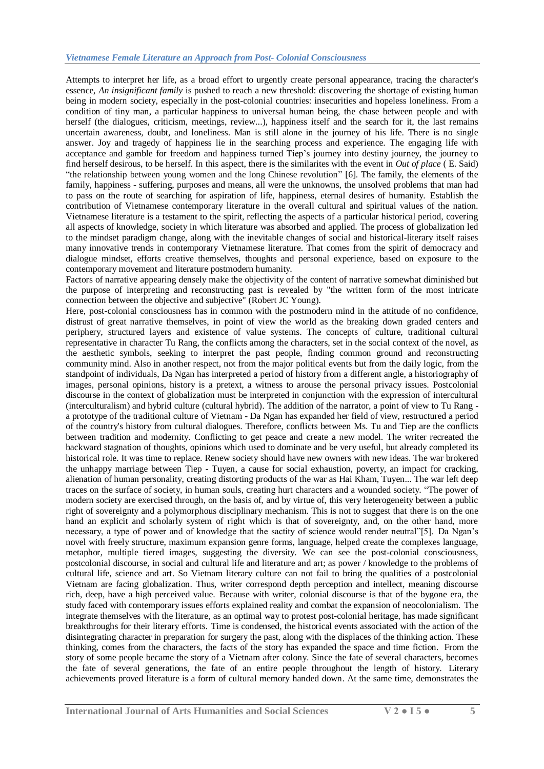Attempts to interpret her life, as a broad effort to urgently create personal appearance, tracing the character's essence, *An insignificant family* is pushed to reach a new threshold: discovering the shortage of existing human being in modern society, especially in the post-colonial countries: insecurities and hopeless loneliness. From a condition of tiny man, a particular happiness to universal human being, the chase between people and with herself (the dialogues, criticism, meetings, review...), happiness itself and the search for it, the last remains uncertain awareness, doubt, and loneliness. Man is still alone in the journey of his life. There is no single answer. Joy and tragedy of happiness lie in the searching process and experience. The engaging life with acceptance and gamble for freedom and happiness turned Tiep's journey into destiny journey, the journey to find herself desirous, to be herself. In this aspect, there is the similarites with the event in *Out of place* ( E. Said) "the relationship between young women and the long Chinese revolution" [6]. The family, the elements of the family, happiness - suffering, purposes and means, all were the unknowns, the unsolved problems that man had to pass on the route of searching for aspiration of life, happiness, eternal desires of humanity. Establish the contribution of Vietnamese contemporary literature in the overall cultural and spiritual values of the nation. Vietnamese literature is a testament to the spirit, reflecting the aspects of a particular historical period, covering all aspects of knowledge, society in which literature was absorbed and applied. The process of globalization led to the mindset paradigm change, along with the inevitable changes of social and historical-literary itself raises many innovative trends in contemporary Vietnamese literature. That comes from the spirit of democracy and dialogue mindset, efforts creative themselves, thoughts and personal experience, based on exposure to the contemporary movement and literature postmodern humanity.

Factors of narrative appearing densely make the objectivity of the content of narrative somewhat diminished but the purpose of interpreting and reconstructing past is revealed by "the written form of the most intricate connection between the objective and subjective" (Robert JC Young).

Here, post-colonial consciousness has in common with the postmodern mind in the attitude of no confidence, distrust of great narrative themselves, in point of view the world as the breaking down graded centers and periphery, structured layers and existence of value systems. The concepts of culture, traditional cultural representative in character Tu Rang, the conflicts among the characters, set in the social context of the novel, as the aesthetic symbols, seeking to interpret the past people, finding common ground and reconstructing community mind. Also in another respect, not from the major political events but from the daily logic, from the standpoint of individuals, Da Ngan has interpreted a period of history from a different angle, a historiography of images, personal opinions, history is a pretext, a witness to arouse the personal privacy issues. Postcolonial discourse in the context of globalization must be interpreted in conjunction with the expression of intercultural (interculturalism) and hybrid culture (cultural hybrid). The addition of the narrator, a point of view to Tu Rang - a prototype of the traditional culture of Vietnam - Da Ngan has expanded her field of view, restructured a period of the country's history from cultural dialogues. Therefore, conflicts between Ms. Tu and Tiep are the conflicts between tradition and modernity. Conflicting to get peace and create a new model. The writer recreated the backward stagnation of thoughts, opinions which used to dominate and be very useful, but already completed its historical role. It was time to replace. Renew society should have new owners with new ideas. The war brokered the unhappy marriage between Tiep - Tuyen, a cause for social exhaustion, poverty, an impact for cracking, alienation of human personality, creating distorting products of the war as Hai Kham, Tuyen... The war left deep traces on the surface of society, in human souls, creating hurt characters and a wounded society. "The power of modern society are exercised through, on the basis of, and by virtue of, this very heterogeneity between a public right of sovereignty and a polymorphous disciplinary mechanism. This is not to suggest that there is on the one hand an explicit and scholarly system of right which is that of sovereignty, and, on the other hand, more necessary, a type of power and of knowledge that the sactity of science would render neutral"[5]. Da Ngan's novel with freely structure, maximum expansion genre forms, language, helped create the complexes language, metaphor, multiple tiered images, suggesting the diversity. We can see the post-colonial consciousness, postcolonial discourse, in social and cultural life and literature and art; as power / knowledge to the problems of cultural life, science and art. So Vietnam literary culture can not fail to bring the qualities of a postcolonial Vietnam are facing globalization. Thus, writer correspond depth perception and intellect, meaning discourse rich, deep, have a high perceived value. Because with writer, colonial discourse is that of the bygone era, the study faced with contemporary issues efforts explained reality and combat the expansion of neocolonialism. The integrate themselves with the literature, as an optimal way to protest post-colonial heritage, has made significant breakthroughs for their literary efforts. Time is condensed, the historical events associated with the action of the disintegrating character in preparation for surgery the past, along with the displaces of the thinking action. These thinking, comes from the characters, the facts of the story has expanded the space and time fiction. From the story of some people became the story of a Vietnam after colony. Since the fate of several characters, becomes the fate of several generations, the fate of an entire people throughout the length of history. Literary achievements proved literature is a form of cultural memory handed down. At the same time, demonstrates the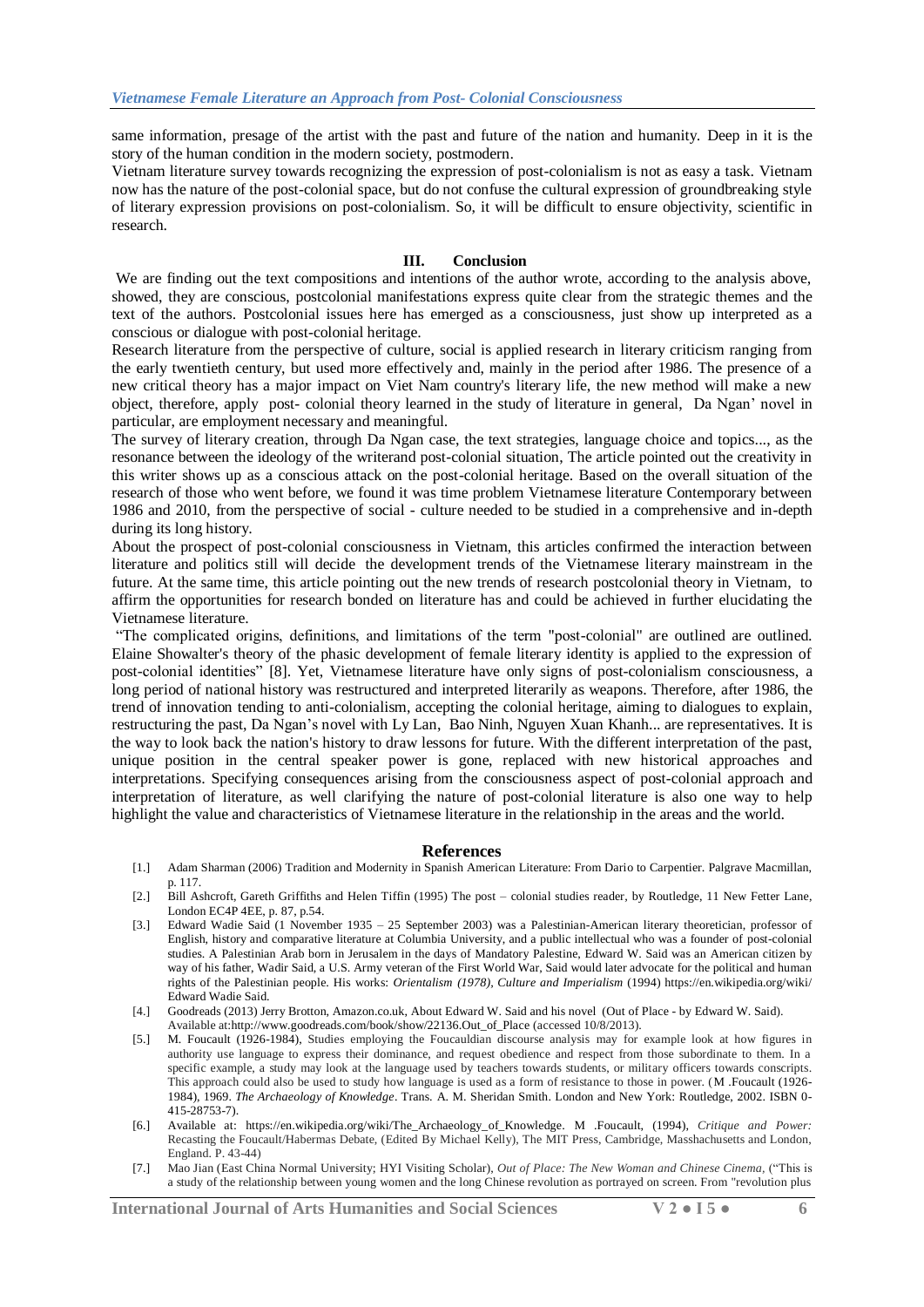same information, presage of the artist with the past and future of the nation and humanity. Deep in it is the story of the human condition in the modern society, postmodern.

Vietnam literature survey towards recognizing the expression of post-colonialism is not as easy a task. Vietnam now has the nature of the post-colonial space, but do not confuse the cultural expression of groundbreaking style of literary expression provisions on post-colonialism. So, it will be difficult to ensure objectivity, scientific in research.

## III. Conclusion

We are finding out the text compositions and intentions of the author wrote, according to the analysis above, showed, they are conscious, postcolonial manifestations express quite clear from the strategic themes and the text of the authors. Postcolonial issues here has emerged as a consciousness, just show up interpreted as a conscious or dialogue with post-colonial heritage.

Research literature from the perspective of culture, social is applied research in literary criticism ranging from the early twentieth century, but used more effectively and, mainly in the period after 1986. The presence of a new critical theory has a major impact on Viet Nam country's literary life, the new method will make a new object, therefore, apply post- colonial theory learned in the study of literature in general, Da Ngan' novel in particular, are employment necessary and meaningful.

The survey of literary creation, through Da Ngan case, the text strategies, language choice and topics..., as the resonance between the ideology of the writerand post-colonial situation, The article pointed out the creativity in this writer shows up as a conscious attack on the post-colonial heritage. Based on the overall situation of the research of those who went before, we found it was time problem Vietnamese literature Contemporary between 1986 and 2010, from the perspective of social - culture needed to be studied in a comprehensive and in-depth during its long history.

About the prospect of post-colonial consciousness in Vietnam, this articles confirmed the interaction between literature and politics still will decide the development trends of the Vietnamese literary mainstream in the future. At the same time, this article pointing out the new trends of research postcolonial theory in Vietnam, to affirm the opportunities for research bonded on literature has and could be achieved in further elucidating the Vietnamese literature.

"The complicated origins, definitions, and limitations of the term "post-colonial" are outlined are outlined. Elaine Showalter's theory of the phasic development of female literary identity is applied to the expression of post-colonial identities" [8]. Yet, Vietnamese literature have only signs of post-colonialism consciousness, a long period of national history was restructured and interpreted literarily as weapons. Therefore, after 1986, the trend of innovation tending to anti-colonialism, accepting the colonial heritage, aiming to dialogues to explain, restructuring the past, Da Ngan's novel with Ly Lan, Bao Ninh, Nguyen Xuan Khanh... are representatives. It is the way to look back the nation's history to draw lessons for future. With the different interpretation of the past, unique position in the central speaker power is gone, replaced with new historical approaches and interpretations. Specifying consequences arising from the consciousness aspect of post-colonial approach and interpretation of literature, as well clarifying the nature of post-colonial literature is also one way to help highlight the value and characteristics of Vietnamese literature in the relationship in the areas and the world.

## References

[1.] Adam Sharman (2006) Tradition and Modernity in Spanish American Literature: From Dario to Carpentier. Palgrave Macmillan, p. 117.

[2.] Bill Ashcroft, Gareth Griffiths and Helen Tiffin (1995) The post – colonial studies reader, by Routledge, 11 New Fetter Lane, London EC4P 4EE, p. 87, p.54.

[3.] Edward Wadie Said (1 November 1935 – 25 September 2003) was a Palestinian-American literary theoretician, professor of English, history and comparative literature at Columbia University, and a public intellectual who was a founder of post-colonial studies. A Palestinian Arab born in Jerusalem in the days of Mandatory Palestine, Edward W. Said was an American citizen by way of his father, Wadir Said, a U.S. Army veteran of the First World War, Said would later advocate for the political and human rights of the Palestinian people. His works: *Orientalism (1978)*, *Culture and Imperialism* (1994) https://en.wikipedia.org/wiki/ Edward Wadie Said.

[4.] Goodreads (2013) Jerry Brotton, Amazon.co.uk, About Edward W. Said and his novel (Out of Place - by Edward W. Said). Available at:http://www.goodreads.com/book/show/22136.Out_of_Place (accessed 10/8/2013).

[5.] M. Foucault (1926-1984), Studies employing the Foucauldian discourse analysis may for example look at how figures in authority use language to express their dominance, and request obedience and respect from those subordinate to them. In a specific example, a study may look at the language used by teachers towards students, or military officers towards conscripts. This approach could also be used to study how language is used as a form of resistance to those in power. (M .Foucault (1926-1984), 1969. *The Archaeology of Knowledge*. Trans. A. M. Sheridan Smith. London and New York: Routledge, 2002. ISBN 0-415-28753-7).

[6.] Available at: https://en.wikipedia.org/wiki/The_Archaeology_of_Knowledge. M .Foucault, (1994), *Critique and Power:* Recasting the Foucault/Habermas Debate, (Edited By Michael Kelly), The MIT Press, Cambridge, Masshachusetts and London, England. P. 43-44)

[7.] Mao Jian (East China Normal University; HYI Visiting Scholar), *Out of Place: The New Woman and Chinese Cinema*, ("This is a study of the relationship between young women and the long Chinese revolution as portrayed on screen. From "revolution plus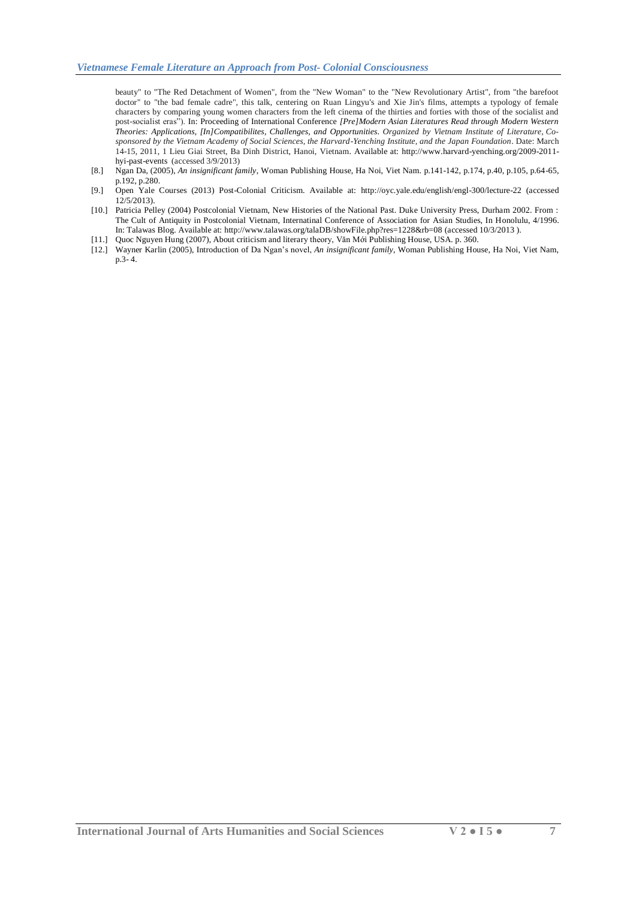beauty" to "The Red Detachment of Women", from the "New Woman" to the "New Revolutionary Artist", from "the barefoot doctor" to "the bad female cadre", this talk, centering on Ruan Lingyu's and Xie Jin's films, attempts a typology of female characters by comparing young women characters from the left cinema of the thirties and forties with those of the socialist and post-socialist eras"). In: Proceeding of International Conference *[Pre]Modern Asian Literatures Read through Modern Western Theories: Applications, [In]Compatibilites, Challenges, and Opportunities. Organized by Vietnam Institute of Literature, Co-sponsored by the Vietnam Academy of Social Sciences, the Harvard-Yenching Institute, and the Japan Foundation*. Date: March 14-15, 2011, 1 Lieu Giai Street, Ba Dinh District, Hanoi, Vietnam. Available at: http://www.harvard-yenching.org/2009-2011-hyi-past-events (accessed 3/9/2013)

[8.] Ngan Da, (2005), *An insignificant family*, Woman Publishing House, Ha Noi, Viet Nam. p.141-142, p.174, p.40, p.105, p.64-65, p.192, p.280.

[9.] Open Yale Courses (2013) Post-Colonial Criticism. Available at: http://oyc.yale.edu/english/engl-300/lecture-22 (accessed 12/5/2013).

[10.] Patricia Pelley (2004) Postcolonial Vietnam, New Histories of the National Past. Duke University Press, Durham 2002. From : The Cult of Antiquity in Postcolonial Vietnam, Internatinal Conference of Association for Asian Studies, In Honolulu, 4/1996. In: Talawas Blog. Available at: http://www.talawas.org/talaDB/showFile.php?res=1228&rb=08 (accessed 10/3/2013 ).

[11.] Quoc Nguyen Hung (2007), About criticism and literary theory, Văn Mới Publishing House, USA. p. 360.

[12.] Wayner Karlin (2005), Introduction of Da Ngan's novel, *An insignificant family*, Woman Publishing House, Ha Noi, Viet Nam, p.3- 4.